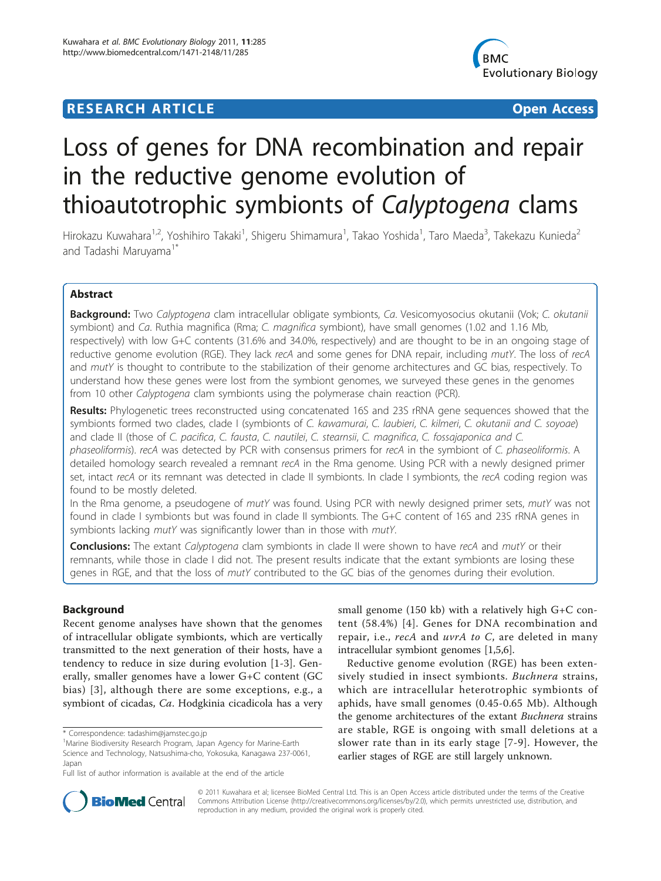**RESEARCH ARTICLE** **Open Access**

# Loss of genes for DNA recombination and repair in the reductive genome evolution of thioautotrophic symbionts of *Calyptogena* clams

Hirokazu Kuwahara[1,2], Yoshihiro Takaki[1], Shigeru Shimamura[1], Takao Yoshida[1], Taro Maeda[3], Takekazu Kunieda[2] and Tadashi Maruyama[1*]

## Abstract

**Background:** Two *Calyptogena* clam intracellular obligate symbionts, *Ca.* Vesicomyosocius okutanii (Vok; *C. okutanii* symbiont) and *Ca.* Ruthia magnifica (Rma; *C. magnifica* symbiont), have small genomes (1.02 and 1.16 Mb, respectively) with low G+C contents (31.6% and 34.0%, respectively) and are thought to be in an ongoing stage of reductive genome evolution (RGE). They lack *recA* and some genes for DNA repair, including *mutY*. The loss of *recA* and *mutY* is thought to contribute to the stabilization of their genome architectures and GC bias, respectively. To understand how these genes were lost from the symbiont genomes, we surveyed these genes in the genomes from 10 other *Calyptogena* clam symbionts using the polymerase chain reaction (PCR).

**Results:** Phylogenetic trees reconstructed using concatenated 16S and 23S rRNA gene sequences showed that the symbionts formed two clades, clade I (symbionts of *C. kawamurai*, *C. laubieri*, *C. kilmeri*, *C. okutanii and C. soyoae*) and clade II (those of *C. pacifica*, *C. fausta*, *C. nautilei*, *C. stearnsii*, *C. magnifica*, *C. fossajaponica and C. phaseoliformis*). *recA* was detected by PCR with consensus primers for *recA* in the symbiont of *C. phaseoliformis*. A detailed homology search revealed a remnant *recA* in the Rma genome. Using PCR with a newly designed primer set, intact *recA* or its remnant was detected in clade II symbionts. In clade I symbionts, the *recA* coding region was found to be mostly deleted.

In the Rma genome, a pseudogene of *mutY* was found. Using PCR with newly designed primer sets, *mutY* was not found in clade I symbionts but was found in clade II symbionts. The G+C content of 16S and 23S rRNA genes in symbionts lacking *mutY* was significantly lower than in those with *mutY*.

**Conclusions:** The extant *Calyptogena* clam symbionts in clade II were shown to have *recA* and *mutY* or their remnants, while those in clade I did not. The present results indicate that the extant symbionts are losing these genes in RGE, and that the loss of *mutY* contributed to the GC bias of the genomes during their evolution.

## Background

Recent genome analyses have shown that the genomes of intracellular obligate symbionts, which are vertically transmitted to the next generation of their hosts, have a tendency to reduce in size during evolution [1-3]. Generally, smaller genomes have a lower G+C content (GC bias) [3], although there are some exceptions, e.g., a symbiont of cicadas, *Ca.* Hodgkinia cicadicola has a very small genome (150 kb) with a relatively high G+C content (58.4%) [4]. Genes for DNA recombination and repair, i.e., *recA* and *uvrA to C*, are deleted in many intracellular symbiont genomes [1,5,6].

Reductive genome evolution (RGE) has been extensively studied in insect symbionts. *Buchnera* strains, which are intracellular heterotrophic symbionts of aphids, have small genomes (0.45-0.65 Mb). Although the genome architectures of the extant *Buchnera* strains are stable, RGE is ongoing with small deletions at a slower rate than in its early stage [7-9]. However, the earlier stages of RGE are still largely unknown.

\* Correspondence: tadashim@jamstec.go.jp
[1]Marine Biodiversity Research Program, Japan Agency for Marine-Earth Science and Technology, Natsushima-cho, Yokosuka, Kanagawa 237-0061, Japan
Full list of author information is available at the end of the article

© 2011 Kuwahara et al; licensee BioMed Central Ltd. This is an Open Access article distributed under the terms of the Creative Commons Attribution License (http://creativecommons.org/licenses/by/2.0), which permits unrestricted use, distribution, and reproduction in any medium, provided the original work is properly cited.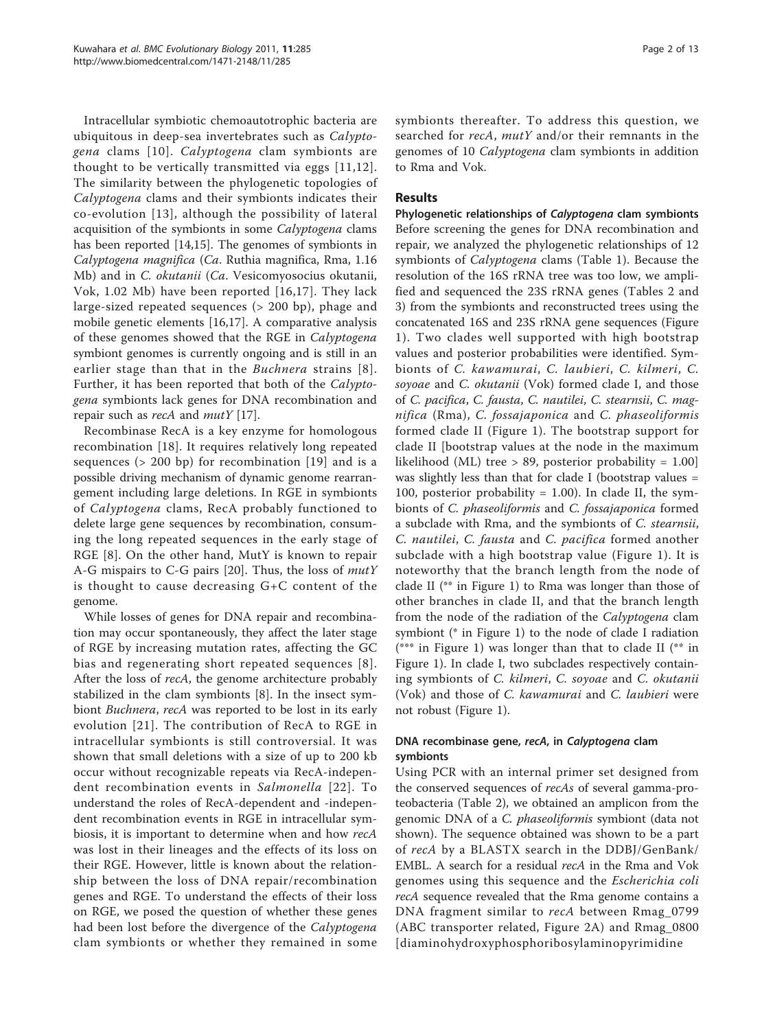Intracellular symbiotic chemoautotrophic bacteria are ubiquitous in deep-sea invertebrates such as *Calyptogena* clams [10]. *Calyptogena* clam symbionts are thought to be vertically transmitted via eggs [11,12]. The similarity between the phylogenetic topologies of *Calyptogena* clams and their symbionts indicates their co-evolution [13], although the possibility of lateral acquisition of the symbionts in some *Calyptogena* clams has been reported [14,15]. The genomes of symbionts in *Calyptogena magnifica* (*Ca*. Ruthia magnifica, Rma, 1.16 Mb) and in *C. okutanii* (*Ca*. Vesicomyosocius okutanii, Vok, 1.02 Mb) have been reported [16,17]. They lack large-sized repeated sequences (> 200 bp), phage and mobile genetic elements [16,17]. A comparative analysis of these genomes showed that the RGE in *Calyptogena* symbiont genomes is currently ongoing and is still in an earlier stage than that in the *Buchnera* strains [8]. Further, it has been reported that both of the *Calyptogena* symbionts lack genes for DNA recombination and repair such as *recA* and *mutY* [17].

Recombinase RecA is a key enzyme for homologous recombination [18]. It requires relatively long repeated sequences (> 200 bp) for recombination [19] and is a possible driving mechanism of dynamic genome rearrangement including large deletions. In RGE in symbionts of *Calyptogena* clams, RecA probably functioned to delete large gene sequences by recombination, consuming the long repeated sequences in the early stage of RGE [8]. On the other hand, MutY is known to repair A-G mispairs to C-G pairs [20]. Thus, the loss of *mutY* is thought to cause decreasing G+C content of the genome.

While losses of genes for DNA repair and recombination may occur spontaneously, they affect the later stage of RGE by increasing mutation rates, affecting the GC bias and regenerating short repeated sequences [8]. After the loss of *recA*, the genome architecture probably stabilized in the clam symbionts [8]. In the insect symbiont *Buchnera*, *recA* was reported to be lost in its early evolution [21]. The contribution of RecA to RGE in intracellular symbionts is still controversial. It was shown that small deletions with a size of up to 200 kb occur without recognizable repeats via RecA-independent recombination events in *Salmonella* [22]. To understand the roles of RecA-dependent and -independent recombination events in RGE in intracellular symbiosis, it is important to determine when and how *recA* was lost in their lineages and the effects of its loss on their RGE. However, little is known about the relationship between the loss of DNA repair/recombination genes and RGE. To understand the effects of their loss on RGE, we posed the question of whether these genes had been lost before the divergence of the *Calyptogena* clam symbionts or whether they remained in some symbionts thereafter. To address this question, we searched for *recA*, *mutY* and/or their remnants in the genomes of 10 *Calyptogena* clam symbionts in addition to Rma and Vok.

## Results

### Phylogenetic relationships of *Calyptogena* clam symbionts

Before screening the genes for DNA recombination and repair, we analyzed the phylogenetic relationships of 12 symbionts of *Calyptogena* clams (Table 1). Because the resolution of the 16S rRNA tree was too low, we amplified and sequenced the 23S rRNA genes (Tables 2 and 3) from the symbionts and reconstructed trees using the concatenated 16S and 23S rRNA gene sequences (Figure 1). Two clades well supported with high bootstrap values and posterior probabilities were identified. Symbionts of *C. kawamurai*, *C. laubieri*, *C. kilmeri*, *C. soyoae* and *C. okutanii* (Vok) formed clade I, and those of *C. pacifica*, *C. fausta*, *C. nautilei*, *C. stearnsii*, *C. magnifica* (Rma), *C. fossajaponica* and *C. phaseoliformis* formed clade II (Figure 1). The bootstrap support for clade II [bootstrap values at the node in the maximum likelihood (ML) tree > 89, posterior probability = 1.00] was slightly less than that for clade I (bootstrap values = 100, posterior probability = 1.00). In clade II, the symbionts of *C. phaseoliformis* and *C. fossajaponica* formed a subclade with Rma, and the symbionts of *C. stearnsii*, *C. nautilei*, *C. fausta* and *C. pacifica* formed another subclade with a high bootstrap value (Figure 1). It is noteworthy that the branch length from the node of clade II (** in Figure 1) to Rma was longer than those of other branches in clade II, and that the branch length from the node of the radiation of the *Calyptogena* clam symbiont (* in Figure 1) to the node of clade I radiation (*** in Figure 1) was longer than that to clade II (** in Figure 1). In clade I, two subclades respectively containing symbionts of *C. kilmeri*, *C. soyoae* and *C. okutanii* (Vok) and those of *C. kawamurai* and *C. laubieri* were not robust (Figure 1).

### DNA recombinase gene, *recA*, in *Calyptogena* clam symbionts

Using PCR with an internal primer set designed from the conserved sequences of *recA*s of several gamma-proteobacteria (Table 2), we obtained an amplicon from the genomic DNA of a *C. phaseoliformis* symbiont (data not shown). The sequence obtained was shown to be a part of *recA* by a BLASTX search in the DDBJ/GenBank/EMBL. A search for a residual *recA* in the Rma and Vok genomes using this sequence and the *Escherichia coli* *recA* sequence revealed that the Rma genome contains a DNA fragment similar to *recA* between Rmag_0799 (ABC transporter related, Figure 2A) and Rmag_0800 [diaminohydroxyphosphoribosylaminopyrimidine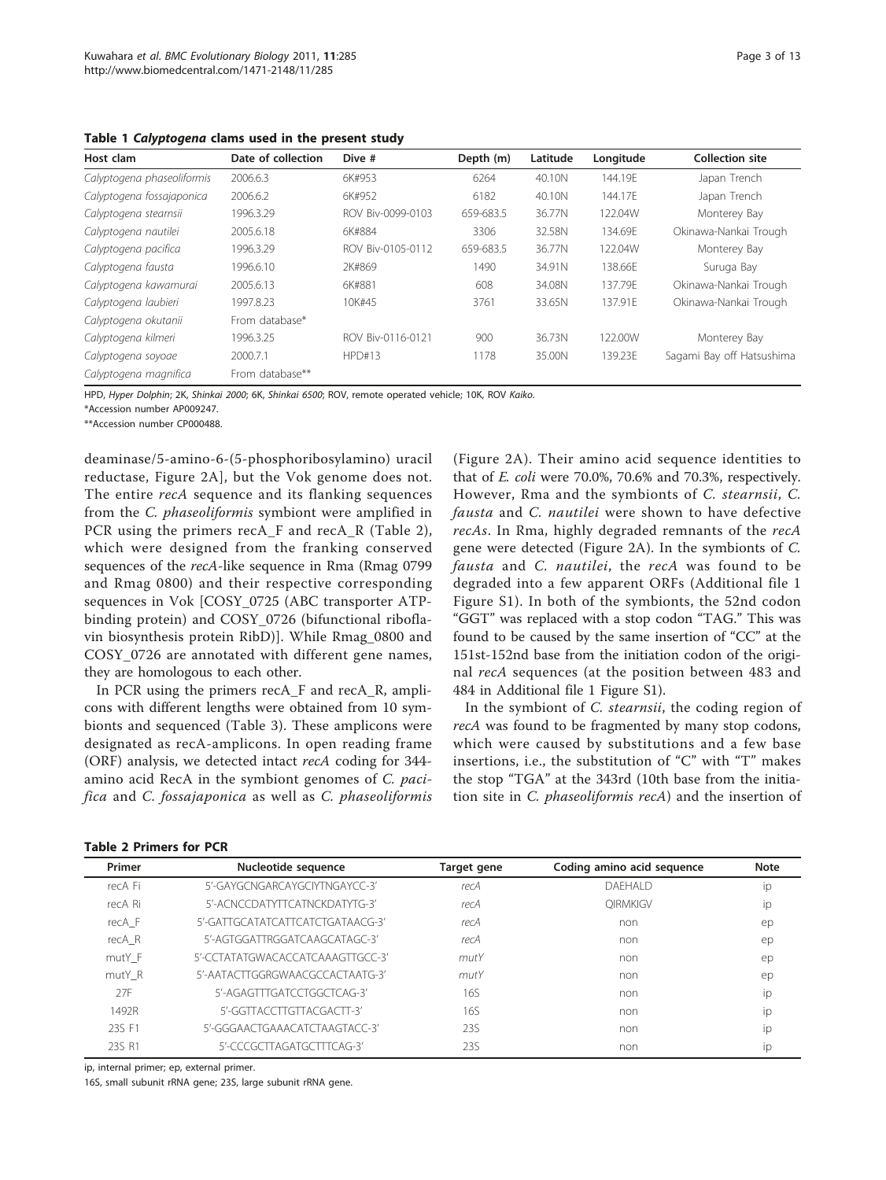**Table 1 *Calyptogena* clams used in the present study**

| Host clam | Date of collection | Dive # | Depth (m) | Latitude | Longitude | Collection site |
|---|---|---|---|---|---|---|
| *Calyptogena phaseoliformis* | 2006.6.3 | 6K#953 | 6264 | 40.10N | 144.19E | Japan Trench |
| *Calyptogena fossajaponica* | 2006.6.2 | 6K#952 | 6182 | 40.10N | 144.17E | Japan Trench |
| *Calyptogena stearnsii* | 1996.3.29 | ROV Biv-0099-0103 | 659-683.5 | 36.77N | 122.04W | Monterey Bay |
| *Calyptogena nautilei* | 2005.6.18 | 6K#884 | 3306 | 32.58N | 134.69E | Okinawa-Nankai Trough |
| *Calyptogena pacifica* | 1996.3.29 | ROV Biv-0105-0112 | 659-683.5 | 36.77N | 122.04W | Monterey Bay |
| *Calyptogena fausta* | 1996.6.10 | 2K#869 | 1490 | 34.91N | 138.66E | Suruga Bay |
| *Calyptogena kawamurai* | 2005.6.13 | 6K#881 | 608 | 34.08N | 137.79E | Okinawa-Nankai Trough |
| *Calyptogena laubieri* | 1997.8.23 | 10K#45 | 3761 | 33.65N | 137.91E | Okinawa-Nankai Trough |
| *Calyptogena okutanii* | From database* | | | | | |
| *Calyptogena kilmeri* | 1996.3.25 | ROV Biv-0116-0121 | 900 | 36.73N | 122.00W | Monterey Bay |
| *Calyptogena soyoae* | 2000.7.1 | HPD#13 | 1178 | 35.00N | 139.23E | Sagami Bay off Hatsushima |
| *Calyptogena magnifica* | From database** | | | | | |

HPD, *Hyper Dolphin*; 2K, *Shinkai 2000*; 6K, *Shinkai 6500*; ROV, remote operated vehicle; 10K, ROV *Kaiko*.

*Accession number AP009247.

**Accession number CP000488.

deaminase/5-amino-6-(5-phosphoribosylamino) uracil reductase, Figure 2A], but the Vok genome does not. The entire *recA* sequence and its flanking sequences from the *C. phaseoliformis* symbiont were amplified in PCR using the primers recA_F and recA_R (Table 2), which were designed from the franking conserved sequences of the *recA*-like sequence in Rma (Rmag 0799 and Rmag 0800) and their respective corresponding sequences in Vok [COSY_0725 (ABC transporter ATP-binding protein) and COSY_0726 (bifunctional riboflavin biosynthesis protein RibD)]. While Rmag_0800 and COSY_0726 are annotated with different gene names, they are homologous to each other.

In PCR using the primers recA_F and recA_R, amplicons with different lengths were obtained from 10 symbionts and sequenced (Table 3). These amplicons were designated as recA-amplicons. In open reading frame (ORF) analysis, we detected intact *recA* coding for 344-amino acid RecA in the symbiont genomes of *C. pacifica* and *C. fossajaponica* as well as *C. phaseoliformis* (Figure 2A). Their amino acid sequence identities to that of *E. coli* were 70.0%, 70.6% and 70.3%, respectively. However, Rma and the symbionts of *C. stearnsii*, *C. fausta* and *C. nautilei* were shown to have defective *recA*s. In Rma, highly degraded remnants of the *recA* gene were detected (Figure 2A). In the symbionts of *C. fausta* and *C. nautilei*, the *recA* was found to be degraded into a few apparent ORFs (Additional file 1 Figure S1). In both of the symbionts, the 52nd codon "GGT" was replaced with a stop codon "TAG." This was found to be caused by the same insertion of "CC" at the 151st-152nd base from the initiation codon of the original *recA* sequences (at the position between 483 and 484 in Additional file 1 Figure S1).

In the symbiont of *C. stearnsii*, the coding region of *recA* was found to be fragmented by many stop codons, which were caused by substitutions and a few base insertions, i.e., the substitution of "C" with "T" makes the stop "TGA" at the 343rd (10th base from the initiation site in *C. phaseoliformis recA*) and the insertion of

**Table 2 Primers for PCR**

| Primer | Nucleotide sequence | Target gene | Coding amino acid sequence | Note |
|---|---|---|---|---|
| recA Fi | 5'-GAYGCNGARCAYGCIYTNGAYCC-3' | *recA* | DAEHALD | ip |
| recA Ri | 5'-ACNCCDATYTTCATNCKDATYTG-3' | *recA* | QIRMKIGV | ip |
| recA_F | 5'-GATTGCATATCATTCATCTGATAACG-3' | *recA* | non | ep |
| recA_R | 5'-AGTGGATTRGGATCAAGCATAGC-3' | *recA* | non | ep |
| mutY_F | 5'-CCTATATGWACACCATCAAAGTTGCC-3' | *mutY* | non | ep |
| mutY_R | 5'-AATACTTGGRGWAACGCCACTAATG-3' | *mutY* | non | ep |
| 27F | 5'-AGAGTTTGATCCTGGCTCAG-3' | 16S | non | ip |
| 1492R | 5'-GGTTACCTTGTTACGACTT-3' | 16S | non | ip |
| 23S F1 | 5'-GGGAACTGAAACATCTAAGTACC-3' | 23S | non | ip |
| 23S R1 | 5'-CCCGCTTAGATGCTTTCAG-3' | 23S | non | ip |

ip, internal primer; ep, external primer.

16S, small subunit rRNA gene; 23S, large subunit rRNA gene.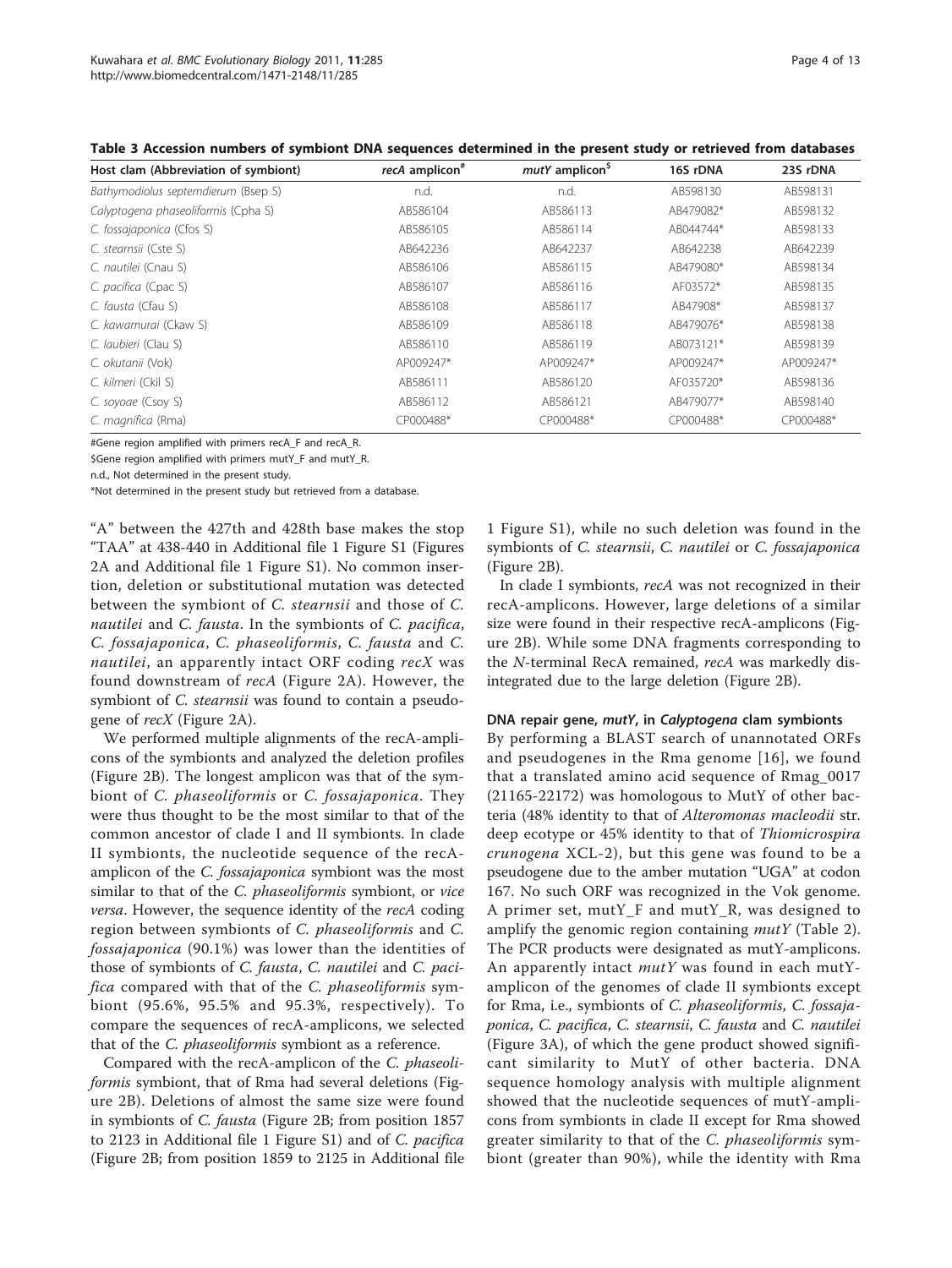**Table 3 Accession numbers of symbiont DNA sequences determined in the present study or retrieved from databases**

| Host clam (Abbreviation of symbiont) | *recA* amplicon[#] | *mutY* amplicon[$] | 16S rDNA | 23S rDNA |
|---|---|---|---|---|
| *Bathymodiolus septemdierum* (Bsep S) | n.d. | n.d. | AB598130 | AB598131 |
| *Calyptogena phaseoliformis* (Cpha S) | AB586104 | AB586113 | AB479082* | AB598132 |
| *C. fossajaponica* (Cfos S) | AB586105 | AB586114 | AB044744* | AB598133 |
| *C. stearnsii* (Cste S) | AB642236 | AB642237 | AB642238 | AB642239 |
| *C. nautilei* (Cnau S) | AB586106 | AB586115 | AB479080* | AB598134 |
| *C. pacifica* (Cpac S) | AB586107 | AB586116 | AF03572* | AB598135 |
| *C. fausta* (Cfau S) | AB586108 | AB586117 | AB47908* | AB598137 |
| *C. kawamurai* (Ckaw S) | AB586109 | AB586118 | AB479076* | AB598138 |
| *C. laubieri* (Clau S) | AB586110 | AB586119 | AB073121* | AB598139 |
| *C. okutanii* (Vok) | AP009247* | AP009247* | AP009247* | AP009247* |
| *C. kilmeri* (Ckil S) | AB586111 | AB586120 | AF035720* | AB598136 |
| *C. soyoae* (Csoy S) | AB586112 | AB586121 | AB479077* | AB598140 |
| *C. magnifica* (Rma) | CP000488* | CP000488* | CP000488* | CP000488* |

#Gene region amplified with primers recA_F and recA_R.

$Gene region amplified with primers mutY_F and mutY_R.

n.d., Not determined in the present study.

*Not determined in the present study but retrieved from a database.

"A" between the 427th and 428th base makes the stop "TAA" at 438-440 in Additional file 1 Figure S1 (Figures 2A and Additional file 1 Figure S1). No common insertion, deletion or substitutional mutation was detected between the symbiont of *C. stearnsii* and those of *C. nautilei* and *C. fausta*. In the symbionts of *C. pacifica*, *C. fossajaponica*, *C. phaseoliformis*, *C. fausta* and *C. nautilei*, an apparently intact ORF coding *recX* was found downstream of *recA* (Figure 2A). However, the symbiont of *C. stearnsii* was found to contain a pseudogene of *recX* (Figure 2A).

We performed multiple alignments of the recA-amplicons of the symbionts and analyzed the deletion profiles (Figure 2B). The longest amplicon was that of the symbiont of *C. phaseoliformis* or *C. fossajaponica*. They were thus thought to be the most similar to that of the common ancestor of clade I and II symbionts. In clade II symbionts, the nucleotide sequence of the recA-amplicon of the *C. fossajaponica* symbiont was the most similar to that of the *C. phaseoliformis* symbiont, or *vice versa*. However, the sequence identity of the *recA* coding region between symbionts of *C. phaseoliformis* and *C. fossajaponica* (90.1%) was lower than the identities of those of symbionts of *C. fausta*, *C. nautilei* and *C. pacifica* compared with that of the *C. phaseoliformis* symbiont (95.6%, 95.5% and 95.3%, respectively). To compare the sequences of recA-amplicons, we selected that of the *C. phaseoliformis* symbiont as a reference.

Compared with the recA-amplicon of the *C. phaseoliformis* symbiont, that of Rma had several deletions (Figure 2B). Deletions of almost the same size were found in symbionts of *C. fausta* (Figure 2B; from position 1857 to 2123 in Additional file 1 Figure S1) and of *C. pacifica* (Figure 2B; from position 1859 to 2125 in Additional file 1 Figure S1), while no such deletion was found in the symbionts of *C. stearnsii*, *C. nautilei* or *C. fossajaponica* (Figure 2B).

In clade I symbionts, *recA* was not recognized in their recA-amplicons. However, large deletions of a similar size were found in their respective recA-amplicons (Figure 2B). While some DNA fragments corresponding to the *N*-terminal RecA remained, *recA* was markedly disintegrated due to the large deletion (Figure 2B).

#### DNA repair gene, *mutY*, in *Calyptogena* clam symbionts

By performing a BLAST search of unannotated ORFs and pseudogenes in the Rma genome [16], we found that a translated amino acid sequence of Rmag_0017 (21165-22172) was homologous to MutY of other bacteria (48% identity to that of *Alteromonas macleodii* str. deep ecotype or 45% identity to that of *Thiomicrospira crunogena* XCL-2), but this gene was found to be a pseudogene due to the amber mutation "UGA" at codon 167. No such ORF was recognized in the Vok genome. A primer set, mutY_F and mutY_R, was designed to amplify the genomic region containing *mutY* (Table 2). The PCR products were designated as mutY-amplicons. An apparently intact *mutY* was found in each mutY-amplicon of the genomes of clade II symbionts except for Rma, i.e., symbionts of *C. phaseoliformis*, *C. fossajaponica*, *C. pacifica*, *C. stearnsii*, *C. fausta* and *C. nautilei* (Figure 3A), of which the gene product showed significant similarity to MutY of other bacteria. DNA sequence homology analysis with multiple alignment showed that the nucleotide sequences of mutY-amplicons from symbionts in clade II except for Rma showed greater similarity to that of the *C. phaseoliformis* symbiont (greater than 90%), while the identity with Rma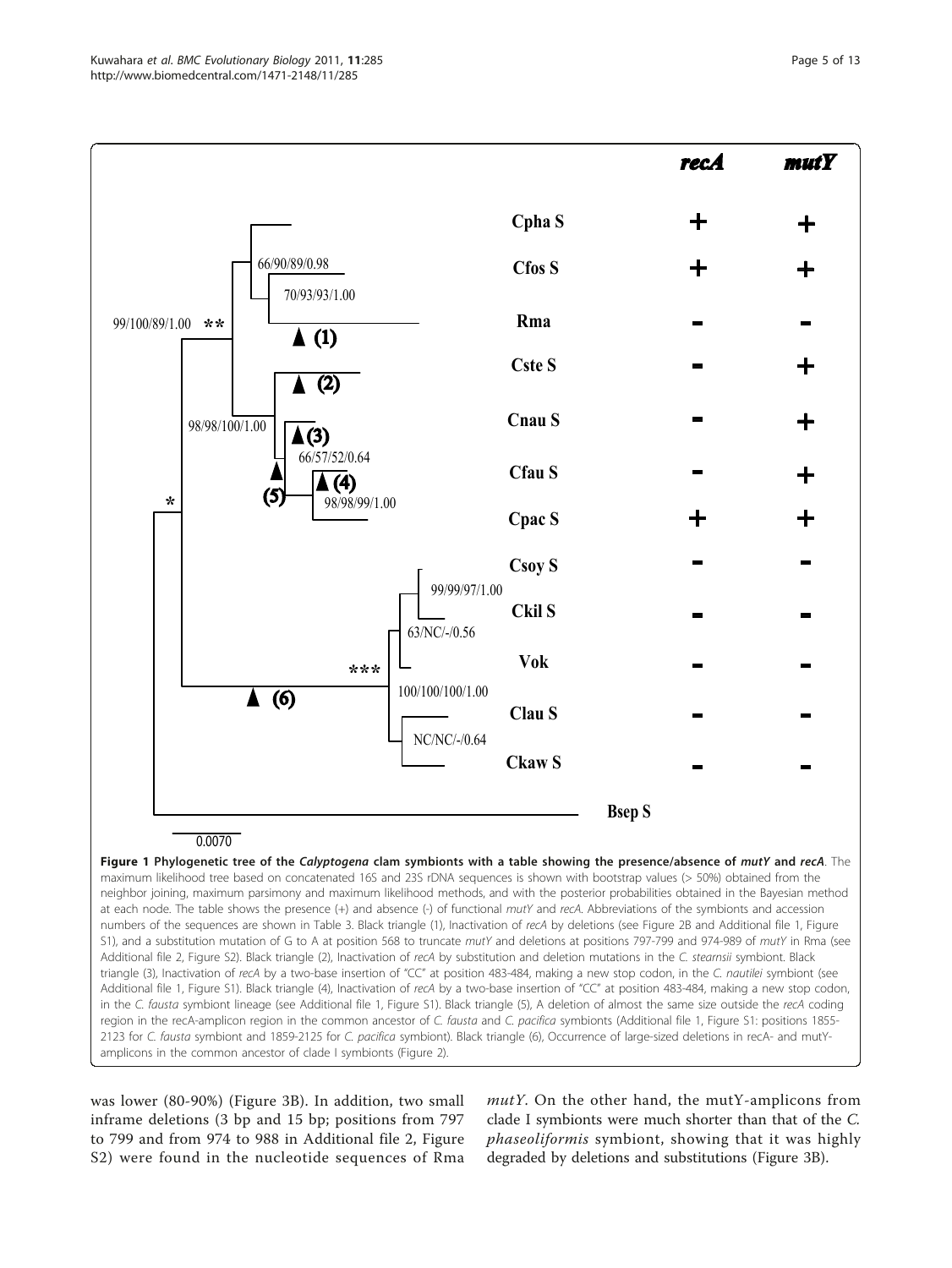**Figure 1 Phylogenetic tree of the *Calyptogena* clam symbionts with a table showing the presence/absence of *mutY* and *recA***. The maximum likelihood tree based on concatenated 16S and 23S rDNA sequences is shown with bootstrap values (> 50%) obtained from the neighbor joining, maximum parsimony and maximum likelihood methods, and with the posterior probabilities obtained in the Bayesian method at each node. The table shows the presence (+) and absence (-) of functional *mutY* and *recA*. Abbreviations of the symbionts and accession numbers of the sequences are shown in Table 3. Black triangle (1), Inactivation of *recA* by deletions (see Figure 2B and Additional file 1, Figure S1), and a substitution mutation of G to A at position 568 to truncate *mutY* and deletions at positions 797-799 and 974-989 of *mutY* in Rma (see Additional file 2, Figure S2). Black triangle (2), Inactivation of *recA* by substitution and deletion mutations in the *C. stearnsii* symbiont. Black triangle (3), Inactivation of *recA* by a two-base insertion of "CC" at position 483-484, making a new stop codon, in the *C. nautilei* symbiont (see Additional file 1, Figure S1). Black triangle (4), Inactivation of *recA* by a two-base insertion of "CC" at position 483-484, making a new stop codon, in the *C. fausta* symbiont lineage (see Additional file 1, Figure S1). Black triangle (5), A deletion of almost the same size outside the *recA* coding region in the recA-amplicon region in the common ancestor of *C. fausta* and *C. pacifica* symbionts (Additional file 1, Figure S1: positions 1855-2123 for *C. fausta* symbiont and 1859-2125 for *C. pacifica* symbiont). Black triangle (6), Occurrence of large-sized deletions in recA- and mutY-amplicons in the common ancestor of clade I symbionts (Figure 2).

was lower (80-90%) (Figure 3B). In addition, two small inframe deletions (3 bp and 15 bp; positions from 797 to 799 and from 974 to 988 in Additional file 2, Figure S2) were found in the nucleotide sequences of Rma *mutY*. On the other hand, the mutY-amplicons from clade I symbionts were much shorter than that of the *C. phaseoliformis* symbiont, showing that it was highly degraded by deletions and substitutions (Figure 3B).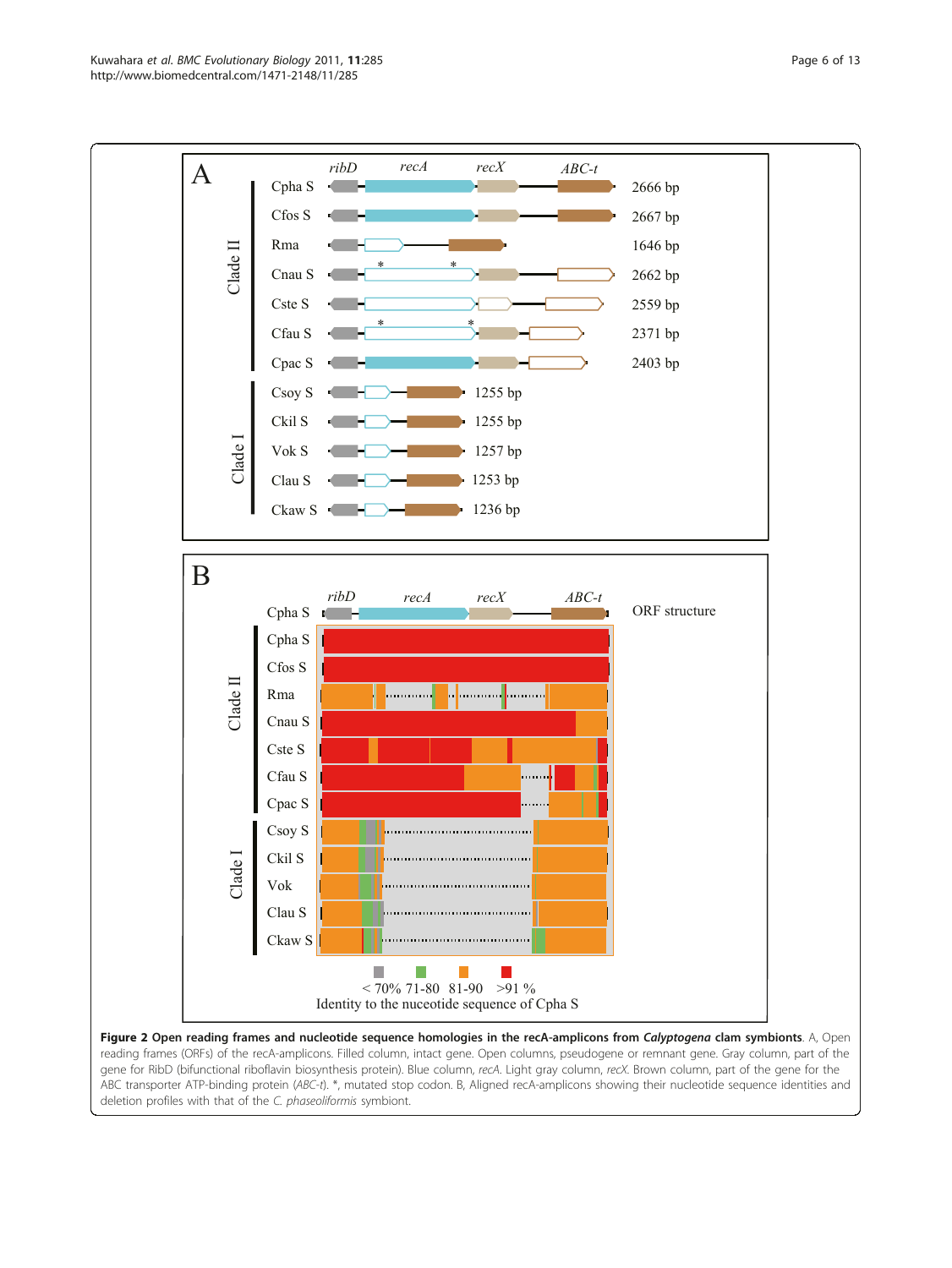**Figure 2 Open reading frames and nucleotide sequence homologies in the recA-amplicons from *Calyptogena* clam symbionts**. A, Open reading frames (ORFs) of the recA-amplicons. Filled column, intact gene. Open columns, pseudogene or remnant gene. Gray column, part of the gene for RibD (bifunctional riboflavin biosynthesis protein). Blue column, *recA*. Light gray column, *recX*. Brown column, part of the gene for the ABC transporter ATP-binding protein (*ABC-t*). *, mutated stop codon. B, Aligned recA-amplicons showing their nucleotide sequence identities and deletion profiles with that of the *C. phaseoliformis* symbiont.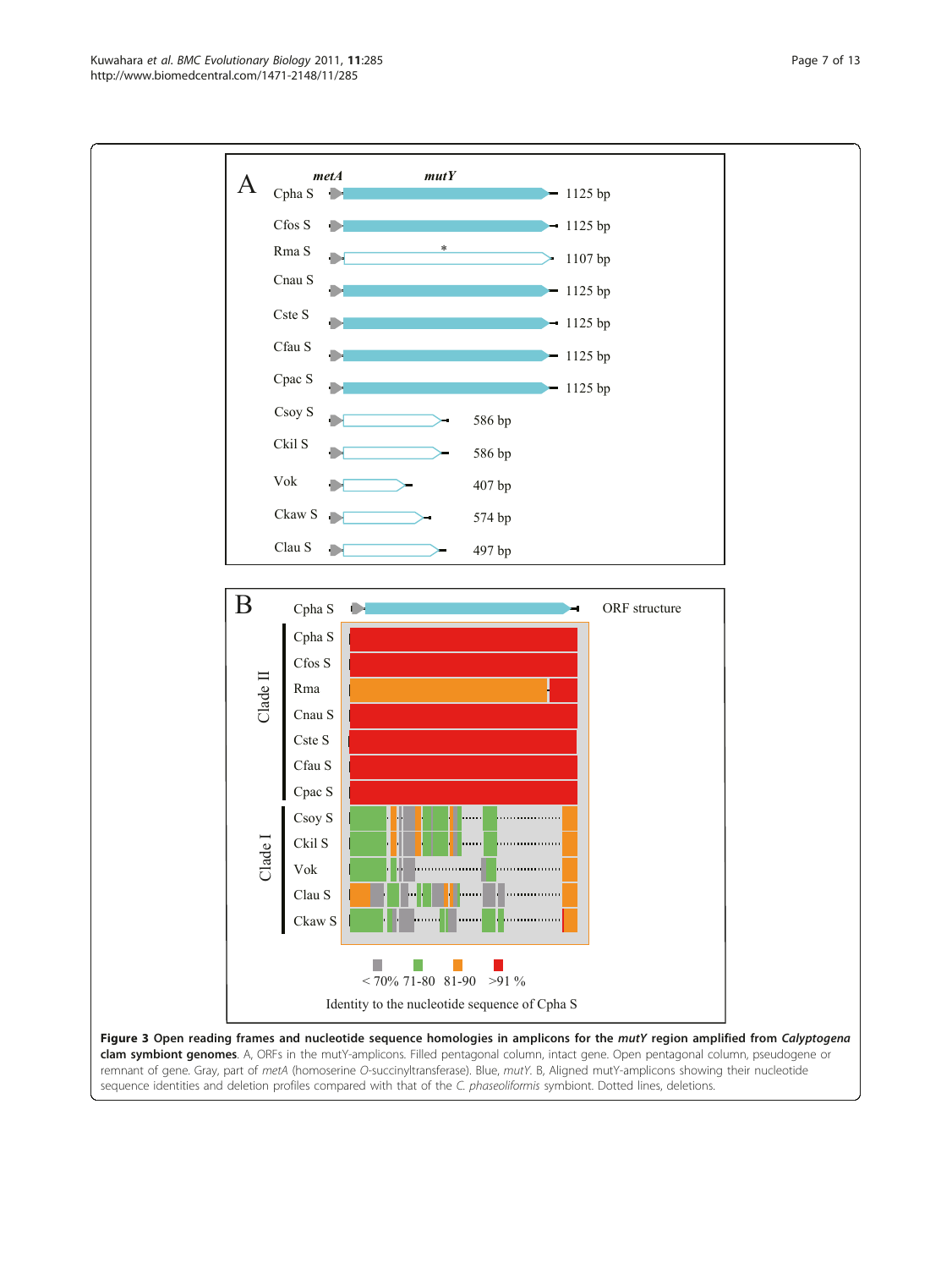**Figure 3 Open reading frames and nucleotide sequence homologies in amplicons for the *mutY* region amplified from *Calyptogena* clam symbiont genomes**. A, ORFs in the mutY-amplicons. Filled pentagonal column, intact gene. Open pentagonal column, pseudogene or remnant of gene. Gray, part of *metA* (homoserine *O*-succinyltransferase). Blue, *mutY*. B, Aligned mutY-amplicons showing their nucleotide sequence identities and deletion profiles compared with that of the *C. phaseoliformis* symbiont. Dotted lines, deletions.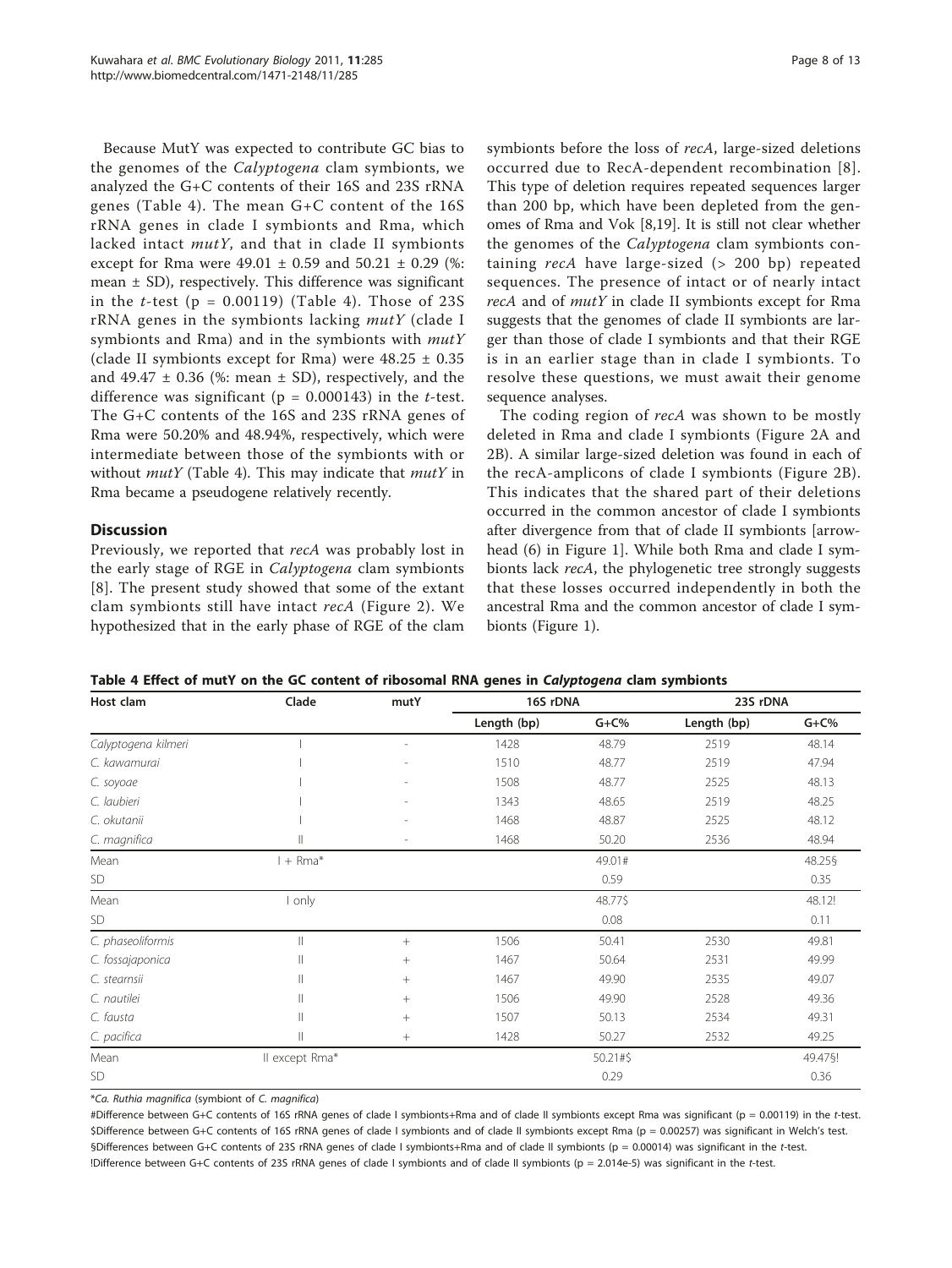Because MutY was expected to contribute GC bias to the genomes of the *Calyptogena* clam symbionts, we analyzed the G+C contents of their 16S and 23S rRNA genes (Table 4). The mean G+C content of the 16S rRNA genes in clade I symbionts and Rma, which lacked intact *mutY*, and that in clade II symbionts except for Rma were 49.01 ± 0.59 and 50.21 ± 0.29 (%: mean ± SD), respectively. This difference was significant in the *t*-test ($p = 0.00119$) (Table 4). Those of 23S rRNA genes in the symbionts lacking *mutY* (clade I symbionts and Rma) and in the symbionts with *mutY* (clade II symbionts except for Rma) were 48.25 ± 0.35 and 49.47 ± 0.36 (%: mean ± SD), respectively, and the difference was significant ($p = 0.000143$) in the *t*-test. The G+C contents of the 16S and 23S rRNA genes of Rma were 50.20% and 48.94%, respectively, which were intermediate between those of the symbionts with or without *mutY* (Table 4). This may indicate that *mutY* in Rma became a pseudogene relatively recently.

## Discussion

Previously, we reported that *recA* was probably lost in the early stage of RGE in *Calyptogena* clam symbionts [8]. The present study showed that some of the extant clam symbionts still have intact *recA* (Figure 2). We hypothesized that in the early phase of RGE of the clam symbionts before the loss of *recA*, large-sized deletions occurred due to RecA-dependent recombination [8]. This type of deletion requires repeated sequences larger than 200 bp, which have been depleted from the genomes of Rma and Vok [8,19]. It is still not clear whether the genomes of the *Calyptogena* clam symbionts containing *recA* have large-sized (> 200 bp) repeated sequences. The presence of intact or of nearly intact *recA* and of *mutY* in clade II symbionts except for Rma suggests that the genomes of clade II symbionts are larger than those of clade I symbionts and that their RGE is in an earlier stage than in clade I symbionts. To resolve these questions, we must await their genome sequence analyses.

The coding region of *recA* was shown to be mostly deleted in Rma and clade I symbionts (Figure 2A and 2B). A similar large-sized deletion was found in each of the recA-amplicons of clade I symbionts (Figure 2B). This indicates that the shared part of their deletions occurred in the common ancestor of clade I symbionts after divergence from that of clade II symbionts [arrowhead (6) in Figure 1]. While both Rma and clade I symbionts lack *recA*, the phylogenetic tree strongly suggests that these losses occurred independently in both the ancestral Rma and the common ancestor of clade I symbionts (Figure 1).

**Table 4 Effect of mutY on the GC content of ribosomal RNA genes in *Calyptogena* clam symbionts**

| Host clam | Clade | mutY | 16S rDNA | | 23S rDNA | |
|---|---|---|---|---|---|---|
| | | | Length (bp) | G+C% | Length (bp) | G+C% |
| *Calyptogena kilmeri* | I | - | 1428 | 48.79 | 2519 | 48.14 |
| *C. kawamurai* | I | - | 1510 | 48.77 | 2519 | 47.94 |
| *C. soyoae* | I | - | 1508 | 48.77 | 2525 | 48.13 |
| *C. laubieri* | I | - | 1343 | 48.65 | 2519 | 48.25 |
| *C. okutanii* | I | - | 1468 | 48.87 | 2525 | 48.12 |
| *C. magnifica* | II | - | 1468 | 50.20 | 2536 | 48.94 |
| Mean | I + Rma* | | | 49.01# | | 48.25§ |
| SD | | | | 0.59 | | 0.35 |
| Mean | I only | | | 48.77$ | | 48.12! |
| SD | | | | 0.08 | | 0.11 |
| *C. phaseoliformis* | II | + | 1506 | 50.41 | 2530 | 49.81 |
| *C. fossajaponica* | II | + | 1467 | 50.64 | 2531 | 49.99 |
| *C. stearnsii* | II | + | 1467 | 49.90 | 2535 | 49.07 |
| *C. nautilei* | II | + | 1506 | 49.90 | 2528 | 49.36 |
| *C. fausta* | II | + | 1507 | 50.13 | 2534 | 49.31 |
| *C. pacifica* | II | + | 1428 | 50.27 | 2532 | 49.25 |
| Mean | II except Rma* | | | 50.21#$ | | 49.47§! |
| SD | | | | 0.29 | | 0.36 |

*\*Ca. Ruthia magnifica* (symbiont of *C. magnifica*)

#Difference between G+C contents of 16S rRNA genes of clade I symbionts+Rma and of clade II symbionts except Rma was significant ($p = 0.00119$) in the *t*-test.
$Difference between G+C contents of 16S rRNA genes of clade I symbionts and of clade II symbionts except Rma ($p = 0.00257$) was significant in Welch's test.
§Differences between G+C contents of 23S rRNA genes of clade I symbionts+Rma and of clade II symbionts ($p = 0.00014$) was significant in the *t*-test.
!Difference between G+C contents of 23S rRNA genes of clade I symbionts and of clade II symbionts ($p = 2.014e\text{-}5$) was significant in the *t*-test.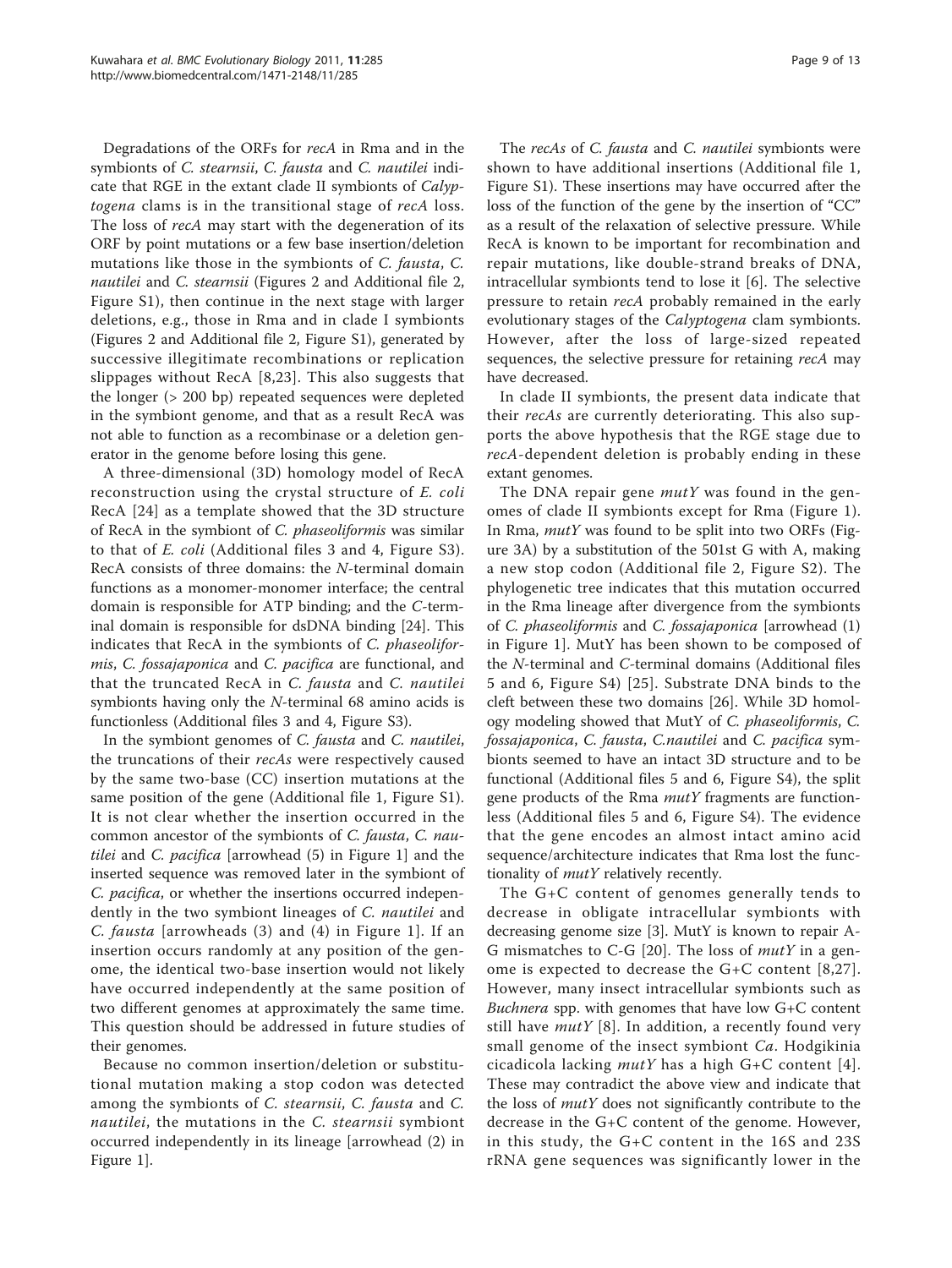Degradations of the ORFs for *recA* in Rma and in the symbionts of *C. stearnsii*, *C. fausta* and *C. nautilei* indicate that RGE in the extant clade II symbionts of *Calyptogena* clams is in the transitional stage of *recA* loss. The loss of *recA* may start with the degeneration of its ORF by point mutations or a few base insertion/deletion mutations like those in the symbionts of *C. fausta*, *C. nautilei* and *C. stearnsii* (Figures 2 and Additional file 2, Figure S1), then continue in the next stage with larger deletions, e.g., those in Rma and in clade I symbionts (Figures 2 and Additional file 2, Figure S1), generated by successive illegitimate recombinations or replication slippages without RecA [8,23]. This also suggests that the longer (> 200 bp) repeated sequences were depleted in the symbiont genome, and that as a result RecA was not able to function as a recombinase or a deletion generator in the genome before losing this gene.

A three-dimensional (3D) homology model of RecA reconstruction using the crystal structure of *E. coli* RecA [24] as a template showed that the 3D structure of RecA in the symbiont of *C. phaseoliformis* was similar to that of *E. coli* (Additional files 3 and 4, Figure S3). RecA consists of three domains: the *N*-terminal domain functions as a monomer-monomer interface; the central domain is responsible for ATP binding; and the *C*-terminal domain is responsible for dsDNA binding [24]. This indicates that RecA in the symbionts of *C. phaseoliformis*, *C. fossajaponica* and *C. pacifica* are functional, and that the truncated RecA in *C. fausta* and *C. nautilei* symbionts having only the *N*-terminal 68 amino acids is functionless (Additional files 3 and 4, Figure S3).

In the symbiont genomes of *C. fausta* and *C. nautilei*, the truncations of their *recAs* were respectively caused by the same two-base (CC) insertion mutations at the same position of the gene (Additional file 1, Figure S1). It is not clear whether the insertion occurred in the common ancestor of the symbionts of *C. fausta*, *C. nautilei* and *C. pacifica* [arrowhead (5) in Figure 1] and the inserted sequence was removed later in the symbiont of *C. pacifica*, or whether the insertions occurred independently in the two symbiont lineages of *C. nautilei* and *C. fausta* [arrowheads (3) and (4) in Figure 1]. If an insertion occurs randomly at any position of the genome, the identical two-base insertion would not likely have occurred independently at the same position of two different genomes at approximately the same time. This question should be addressed in future studies of their genomes.

Because no common insertion/deletion or substitutional mutation making a stop codon was detected among the symbionts of *C. stearnsii*, *C. fausta* and *C. nautilei*, the mutations in the *C. stearnsii* symbiont occurred independently in its lineage [arrowhead (2) in Figure 1].

The *recAs* of *C. fausta* and *C. nautilei* symbionts were shown to have additional insertions (Additional file 1, Figure S1). These insertions may have occurred after the loss of the function of the gene by the insertion of "CC" as a result of the relaxation of selective pressure. While RecA is known to be important for recombination and repair mutations, like double-strand breaks of DNA, intracellular symbionts tend to lose it [6]. The selective pressure to retain *recA* probably remained in the early evolutionary stages of the *Calyptogena* clam symbionts. However, after the loss of large-sized repeated sequences, the selective pressure for retaining *recA* may have decreased.

In clade II symbionts, the present data indicate that their *recAs* are currently deteriorating. This also supports the above hypothesis that the RGE stage due to *recA*-dependent deletion is probably ending in these extant genomes.

The DNA repair gene *mutY* was found in the genomes of clade II symbionts except for Rma (Figure 1). In Rma, *mutY* was found to be split into two ORFs (Figure 3A) by a substitution of the 501st G with A, making a new stop codon (Additional file 2, Figure S2). The phylogenetic tree indicates that this mutation occurred in the Rma lineage after divergence from the symbionts of *C. phaseoliformis* and *C. fossajaponica* [arrowhead (1) in Figure 1]. MutY has been shown to be composed of the *N*-terminal and *C*-terminal domains (Additional files 5 and 6, Figure S4) [25]. Substrate DNA binds to the cleft between these two domains [26]. While 3D homology modeling showed that MutY of *C. phaseoliformis*, *C. fossajaponica*, *C. fausta*, *C.nautilei* and *C. pacifica* symbionts seemed to have an intact 3D structure and to be functional (Additional files 5 and 6, Figure S4), the split gene products of the Rma *mutY* fragments are functionless (Additional files 5 and 6, Figure S4). The evidence that the gene encodes an almost intact amino acid sequence/architecture indicates that Rma lost the functionality of *mutY* relatively recently.

The G+C content of genomes generally tends to decrease in obligate intracellular symbionts with decreasing genome size [3]. MutY is known to repair A-G mismatches to C-G [20]. The loss of *mutY* in a genome is expected to decrease the G+C content [8,27]. However, many insect intracellular symbionts such as *Buchnera* spp. with genomes that have low G+C content still have *mutY* [8]. In addition, a recently found very small genome of the insect symbiont *Ca*. Hodgkinia cicadicola lacking *mutY* has a high G+C content [4]. These may contradict the above view and indicate that the loss of *mutY* does not significantly contribute to the decrease in the G+C content of the genome. However, in this study, the G+C content in the 16S and 23S rRNA gene sequences was significantly lower in the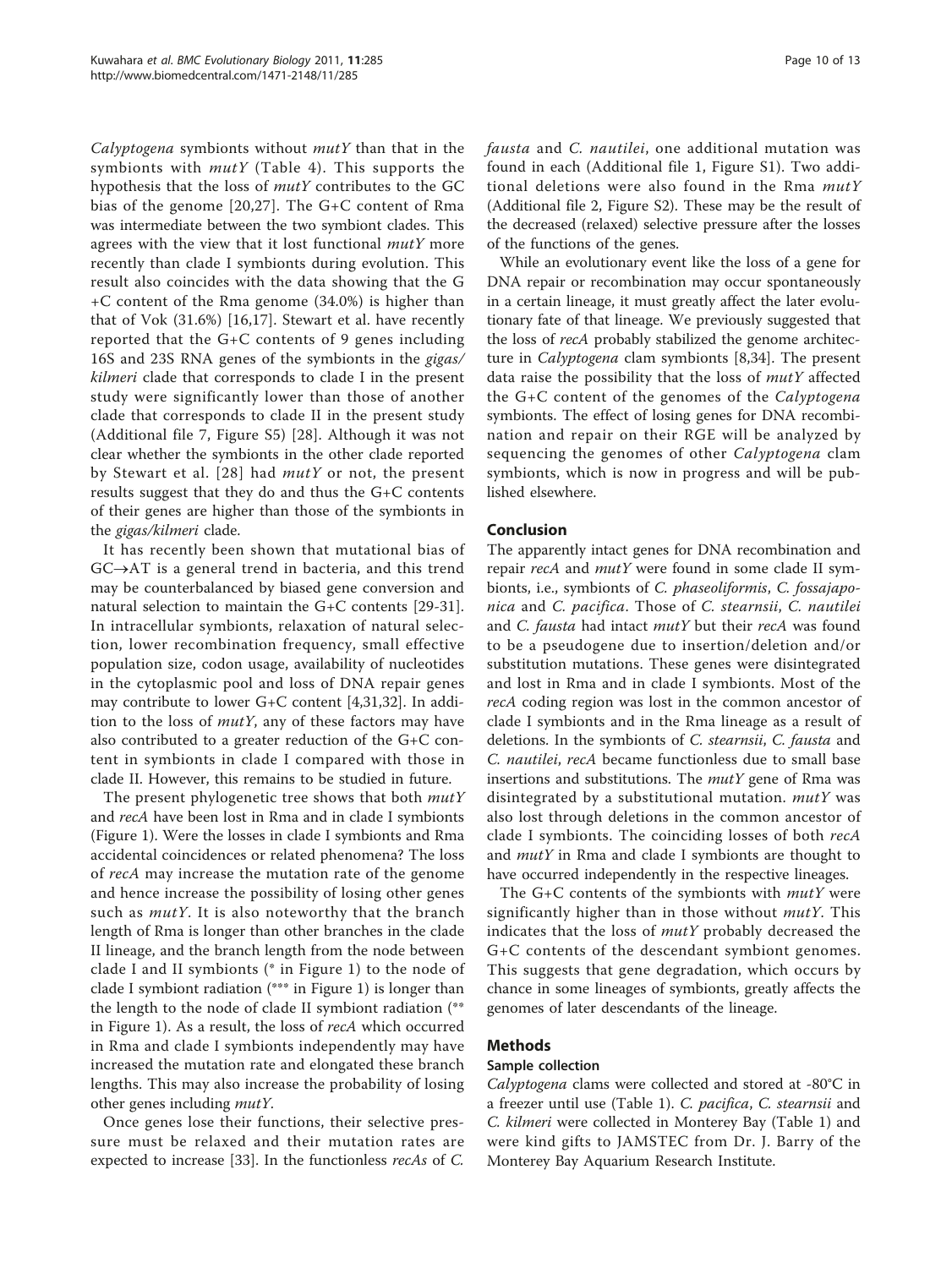*Calyptogena* symbionts without *mutY* than that in the symbionts with *mutY* (Table 4). This supports the hypothesis that the loss of *mutY* contributes to the GC bias of the genome [20,27]. The G+C content of Rma was intermediate between the two symbiont clades. This agrees with the view that it lost functional *mutY* more recently than clade I symbionts during evolution. This result also coincides with the data showing that the G+C content of the Rma genome (34.0%) is higher than that of Vok (31.6%) [16,17]. Stewart et al. have recently reported that the G+C contents of 9 genes including 16S and 23S RNA genes of the symbionts in the *gigas/kilmeri* clade that corresponds to clade I in the present study were significantly lower than those of another clade that corresponds to clade II in the present study (Additional file 7, Figure S5) [28]. Although it was not clear whether the symbionts in the other clade reported by Stewart et al. [28] had *mutY* or not, the present results suggest that they do and thus the G+C contents of their genes are higher than those of the symbionts in the *gigas/kilmeri* clade.

It has recently been shown that mutational bias of GC→AT is a general trend in bacteria, and this trend may be counterbalanced by biased gene conversion and natural selection to maintain the G+C contents [29-31]. In intracellular symbionts, relaxation of natural selection, lower recombination frequency, small effective population size, codon usage, availability of nucleotides in the cytoplasmic pool and loss of DNA repair genes may contribute to lower G+C content [4,31,32]. In addition to the loss of *mutY*, any of these factors may have also contributed to a greater reduction of the G+C content in symbionts in clade I compared with those in clade II. However, this remains to be studied in future.

The present phylogenetic tree shows that both *mutY* and *recA* have been lost in Rma and in clade I symbionts (Figure 1). Were the losses in clade I symbionts and Rma accidental coincidences or related phenomena? The loss of *recA* may increase the mutation rate of the genome and hence increase the possibility of losing other genes such as *mutY*. It is also noteworthy that the branch length of Rma is longer than other branches in the clade II lineage, and the branch length from the node between clade I and II symbionts (* in Figure 1) to the node of clade I symbiont radiation (*** in Figure 1) is longer than the length to the node of clade II symbiont radiation (** in Figure 1). As a result, the loss of *recA* which occurred in Rma and clade I symbionts independently may have increased the mutation rate and elongated these branch lengths. This may also increase the probability of losing other genes including *mutY*.

Once genes lose their functions, their selective pressure must be relaxed and their mutation rates are expected to increase [33]. In the functionless *recAs* of *C. fausta* and *C. nautilei*, one additional mutation was found in each (Additional file 1, Figure S1). Two additional deletions were also found in the Rma *mutY* (Additional file 2, Figure S2). These may be the result of the decreased (relaxed) selective pressure after the losses of the functions of the genes.

While an evolutionary event like the loss of a gene for DNA repair or recombination may occur spontaneously in a certain lineage, it must greatly affect the later evolutionary fate of that lineage. We previously suggested that the loss of *recA* probably stabilized the genome architecture in *Calyptogena* clam symbionts [8,34]. The present data raise the possibility that the loss of *mutY* affected the G+C content of the genomes of the *Calyptogena* symbionts. The effect of losing genes for DNA recombination and repair on their RGE will be analyzed by sequencing the genomes of other *Calyptogena* clam symbionts, which is now in progress and will be published elsewhere.

## Conclusion

The apparently intact genes for DNA recombination and repair *recA* and *mutY* were found in some clade II symbionts, i.e., symbionts of *C. phaseoliformis*, *C. fossajaponica* and *C. pacifica*. Those of *C. stearnsii*, *C. nautilei* and *C. fausta* had intact *mutY* but their *recA* was found to be a pseudogene due to insertion/deletion and/or substitution mutations. These genes were disintegrated and lost in Rma and in clade I symbionts. Most of the *recA* coding region was lost in the common ancestor of clade I symbionts and in the Rma lineage as a result of deletions. In the symbionts of *C. stearnsii*, *C. fausta* and *C. nautilei*, *recA* became functionless due to small base insertions and substitutions. The *mutY* gene of Rma was disintegrated by a substitutional mutation. *mutY* was also lost through deletions in the common ancestor of clade I symbionts. The coinciding losses of both *recA* and *mutY* in Rma and clade I symbionts are thought to have occurred independently in the respective lineages.

The G+C contents of the symbionts with *mutY* were significantly higher than in those without *mutY*. This indicates that the loss of *mutY* probably decreased the G+C contents of the descendant symbiont genomes. This suggests that gene degradation, which occurs by chance in some lineages of symbionts, greatly affects the genomes of later descendants of the lineage.

## Methods

### Sample collection

*Calyptogena* clams were collected and stored at -80°C in a freezer until use (Table 1). *C. pacifica*, *C. stearnsii* and *C. kilmeri* were collected in Monterey Bay (Table 1) and were kind gifts to JAMSTEC from Dr. J. Barry of the Monterey Bay Aquarium Research Institute.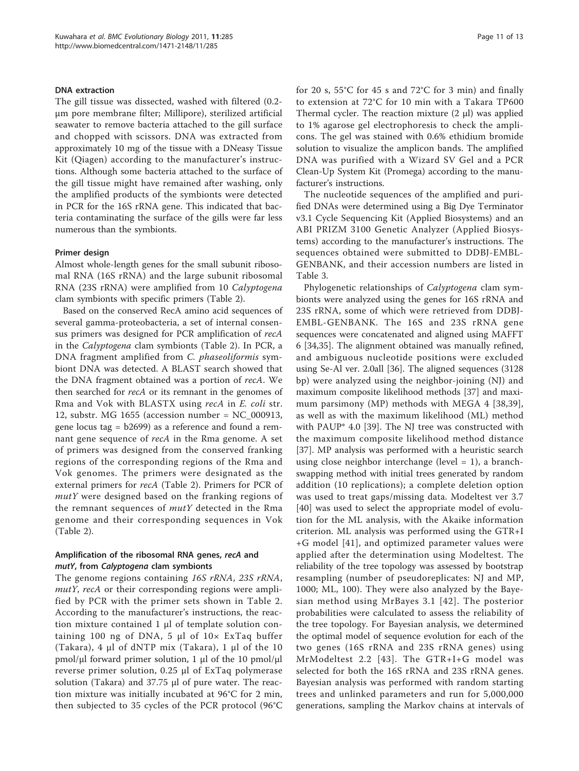#### DNA extraction

The gill tissue was dissected, washed with filtered (0.2-μm pore membrane filter; Millipore), sterilized artificial seawater to remove bacteria attached to the gill surface and chopped with scissors. DNA was extracted from approximately 10 mg of the tissue with a DNeasy Tissue Kit (Qiagen) according to the manufacturer's instructions. Although some bacteria attached to the surface of the gill tissue might have remained after washing, only the amplified products of the symbionts were detected in PCR for the 16S rRNA gene. This indicated that bacteria contaminating the surface of the gills were far less numerous than the symbionts.

#### Primer design

Almost whole-length genes for the small subunit ribosomal RNA (16S rRNA) and the large subunit ribosomal RNA (23S rRNA) were amplified from 10 *Calyptogena* clam symbionts with specific primers (Table 2).

Based on the conserved RecA amino acid sequences of several gamma-proteobacteria, a set of internal consensus primers was designed for PCR amplification of *recA* in the *Calyptogena* clam symbionts (Table 2). In PCR, a DNA fragment amplified from *C. phaseoliformis* symbiont DNA was detected. A BLAST search showed that the DNA fragment obtained was a portion of *recA*. We then searched for *recA* or its remnant in the genomes of Rma and Vok with BLASTX using *recA* in *E. coli* str. 12, substr. MG 1655 (accession number = NC_000913, gene locus tag = b2699) as a reference and found a remnant gene sequence of *recA* in the Rma genome. A set of primers was designed from the conserved franking regions of the corresponding regions of the Rma and Vok genomes. The primers were designated as the external primers for *recA* (Table 2). Primers for PCR of *mutY* were designed based on the franking regions of the remnant sequences of *mutY* detected in the Rma genome and their corresponding sequences in Vok (Table 2).

#### Amplification of the ribosomal RNA genes, *recA* and *mutY*, from *Calyptogena* clam symbionts

The genome regions containing *16S rRNA*, *23S rRNA*, *mutY*, *recA* or their corresponding regions were amplified by PCR with the primer sets shown in Table 2. According to the manufacturer's instructions, the reaction mixture contained 1 μl of template solution containing 100 ng of DNA, 5 μl of 10× ExTaq buffer (Takara), 4 μl of dNTP mix (Takara), 1 μl of the 10 pmol/μl forward primer solution, 1 μl of the 10 pmol/μl reverse primer solution, 0.25 μl of ExTaq polymerase solution (Takara) and 37.75 μl of pure water. The reaction mixture was initially incubated at 96°C for 2 min, then subjected to 35 cycles of the PCR protocol (96°C for 20 s, 55°C for 45 s and 72°C for 3 min) and finally to extension at 72°C for 10 min with a Takara TP600 Thermal cycler. The reaction mixture (2 μl) was applied to 1% agarose gel electrophoresis to check the amplicons. The gel was stained with 0.6% ethidium bromide solution to visualize the amplicon bands. The amplified DNA was purified with a Wizard SV Gel and a PCR Clean-Up System Kit (Promega) according to the manufacturer's instructions.

The nucleotide sequences of the amplified and purified DNAs were determined using a Big Dye Terminator v3.1 Cycle Sequencing Kit (Applied Biosystems) and an ABI PRIZM 3100 Genetic Analyzer (Applied Biosystems) according to the manufacturer's instructions. The sequences obtained were submitted to DDBJ-EMBL-GENBANK, and their accession numbers are listed in Table 3.

Phylogenetic relationships of *Calyptogena* clam symbionts were analyzed using the genes for 16S rRNA and 23S rRNA, some of which were retrieved from DDBJ-EMBL-GENBANK. The 16S and 23S rRNA gene sequences were concatenated and aligned using MAFFT 6 [34,35]. The alignment obtained was manually refined, and ambiguous nucleotide positions were excluded using Se-Al ver. 2.0all [36]. The aligned sequences (3128 bp) were analyzed using the neighbor-joining (NJ) and maximum composite likelihood methods [37] and maximum parsimony (MP) methods with MEGA 4 [38,39], as well as with the maximum likelihood (ML) method with PAUP* 4.0 [39]. The NJ tree was constructed with the maximum composite likelihood method distance [37]. MP analysis was performed with a heuristic search using close neighbor interchange (level = 1), a branch-swapping method with initial trees generated by random addition (10 replications); a complete deletion option was used to treat gaps/missing data. Modeltest ver 3.7 [40] was used to select the appropriate model of evolution for the ML analysis, with the Akaike information criterion. ML analysis was performed using the GTR+I+G model [41], and optimized parameter values were applied after the determination using Modeltest. The reliability of the tree topology was assessed by bootstrap resampling (number of pseudoreplicates: NJ and MP, 1000; ML, 100). They were also analyzed by the Bayesian method using MrBayes 3.1 [42]. The posterior probabilities were calculated to assess the reliability of the tree topology. For Bayesian analysis, we determined the optimal model of sequence evolution for each of the two genes (16S rRNA and 23S rRNA genes) using MrModeltest 2.2 [43]. The GTR+I+G model was selected for both the 16S rRNA and 23S rRNA genes. Bayesian analysis was performed with random starting trees and unlinked parameters and run for 5,000,000 generations, sampling the Markov chains at intervals of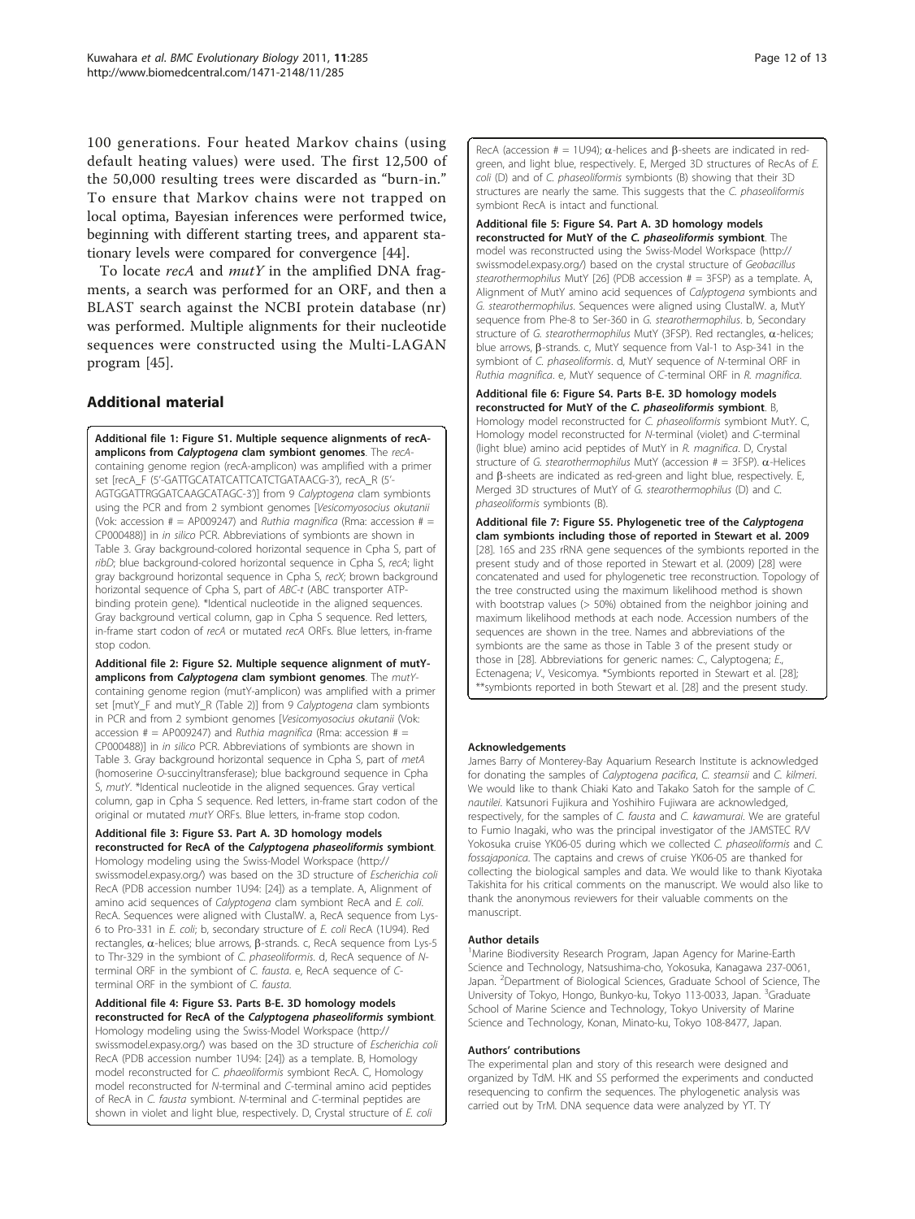100 generations. Four heated Markov chains (using default heating values) were used. The first 12,500 of the 50,000 resulting trees were discarded as "burn-in." To ensure that Markov chains were not trapped on local optima, Bayesian inferences were performed twice, beginning with different starting trees, and apparent stationary levels were compared for convergence [44].

To locate *recA* and *mutY* in the amplified DNA fragments, a search was performed for an ORF, and then a BLAST search against the NCBI protein database (nr) was performed. Multiple alignments for their nucleotide sequences were constructed using the Multi-LAGAN program [45].

## Additional material

**Additional file 1: Figure S1. Multiple sequence alignments of recA-amplicons from *Calyptogena* clam symbiont genomes**. The *recA*-containing genome region (recA-amplicon) was amplified with a primer set [recA_F (5'-GATTGCATATCATTCATCTGATAACG-3'), recA_R (5'-AGTGGATTRGGATCAAGCATAGC-3')] from 9 *Calyptogena* clam symbionts using the PCR and from 2 symbiont genomes [*Vesicomyosocius okutanii* (Vok: accession # = AP009247) and *Ruthia magnifica* (Rma: accession # = CP000488)] in *in silico* PCR. Abbreviations of symbionts are shown in Table 3. Gray background-colored horizontal sequence in Cpha S, part of *ribD*; blue background-colored horizontal sequence in Cpha S, *recA*; light gray background horizontal sequence in Cpha S, *recX*; brown background horizontal sequence of Cpha S, part of *ABC-t* (ABC transporter ATP-binding protein gene). *Identical nucleotide in the aligned sequences. Gray background vertical column, gap in Cpha S sequence. Red letters, in-frame start codon of *recA* or mutated *recA* ORFs. Blue letters, in-frame stop codon.

**Additional file 2: Figure S2. Multiple sequence alignment of mutY-amplicons from *Calyptogena* clam symbiont genomes**. The *mutY*-containing genome region (mutY-amplicon) was amplified with a primer set [mutY_F and mutY_R (Table 2)] from 9 *Calyptogena* clam symbionts in PCR and from 2 symbiont genomes [*Vesicomyosocius okutanii* (Vok: accession # = AP009247) and *Ruthia magnifica* (Rma: accession # = CP000488)] in *in silico* PCR. Abbreviations of symbionts are shown in Table 3. Gray background horizontal sequence in Cpha S, part of *metA* (homoserine *O*-succinyltransferase); blue background sequence in Cpha S, *mutY*. *Identical nucleotide in the aligned sequences. Gray vertical column, gap in Cpha S sequence. Red letters, in-frame start codon of the original or mutated *mutY* ORFs. Blue letters, in-frame stop codon.

**Additional file 3: Figure S3. Part A. 3D homology models reconstructed for RecA of the *Calyptogena phaseoliformis* symbiont**. Homology modeling using the Swiss-Model Workspace (http://swissmodel.expasy.org/) was based on the 3D structure of *Escherichia coli* RecA (PDB accession number 1U94: [24]) as a template. A, Alignment of amino acid sequences of *Calyptogena* clam symbiont RecA and *E. coli*. RecA. Sequences were aligned with ClustalW. a, RecA sequence from Lys-6 to Pro-331 in *E. coli*; b, secondary structure of *E. coli* RecA (1U94). Red rectangles, α-helices; blue arrows, β-strands. c, RecA sequence from Lys-5 to Thr-329 in the symbiont of *C. phaseoliformis*. d, RecA sequence of *N*-terminal ORF in the symbiont of *C. fausta*. e, RecA sequence of *C*-terminal ORF in the symbiont of *C. fausta*.

**Additional file 4: Figure S3. Parts B-E. 3D homology models reconstructed for RecA of the *Calyptogena phaseoliformis* symbiont**. Homology modeling using the Swiss-Model Workspace (http://swissmodel.expasy.org/) was based on the 3D structure of *Escherichia coli* RecA (PDB accession number 1U94: [24]) as a template. B, Homology model reconstructed for *C. phaeoliformis* symbiont RecA. C, Homology model reconstructed for *N*-terminal and *C*-terminal amino acid peptides of RecA in *C. fausta* symbiont. *N*-terminal and *C*-terminal peptides are shown in violet and light blue, respectively. D, Crystal structure of *E. coli* RecA (accession # = 1U94); α-helices and β-sheets are indicated in red-green, and light blue, respectively. E, Merged 3D structures of RecAs of *E. coli* (D) and of *C. phaseoliformis* symbionts (B) showing that their 3D structures are nearly the same. This suggests that the *C. phaseoliformis* symbiont RecA is intact and functional.

**Additional file 5: Figure S4. Part A. 3D homology models reconstructed for MutY of the *C. phaseoliformis* symbiont**. The model was reconstructed using the Swiss-Model Workspace (http://swissmodel.expasy.org/) based on the crystal structure of *Geobacillus stearothermophilus* MutY [26] (PDB accession # = 3FSP) as a template. A, Alignment of MutY amino acid sequences of *Calyptogena* symbionts and *G. stearothermophilus*. Sequences were aligned using ClustalW. a, MutY sequence from Phe-8 to Ser-360 in *G. stearothermophilus*. b, Secondary structure of *G. stearothermophilus* MutY (3FSP). Red rectangles, α-helices; blue arrows, β-strands. c, MutY sequence from Val-1 to Asp-341 in the symbiont of *C. phaseoliformis*. d, MutY sequence of *N*-terminal ORF in *Ruthia magnifica*. e, MutY sequence of *C*-terminal ORF in *R. magnifica*.

**Additional file 6: Figure S4. Parts B-E. 3D homology models reconstructed for MutY of the *C. phaseoliformis* symbiont**. B, Homology model reconstructed for *C. phaseoliformis* symbiont MutY. C, Homology model reconstructed for *N*-terminal (violet) and *C*-terminal (light blue) amino acid peptides of MutY in *R. magnifica*. D, Crystal structure of *G. stearothermophilus* MutY (accession # = 3FSP). α-Helices and β-sheets are indicated as red-green and light blue, respectively. E, Merged 3D structures of MutY of *G. stearothermophilus* (D) and *C. phaseoliformis* symbionts (B).

**Additional file 7: Figure S5. Phylogenetic tree of the *Calyptogena* clam symbionts including those of reported in Stewart et al. 2009** [28]. 16S and 23S rRNA gene sequences of the symbionts reported in the present study and of those reported in Stewart et al. (2009) [28] were concatenated and used for phylogenetic tree reconstruction. Topology of the tree constructed using the maximum likelihood method is shown with bootstrap values (> 50%) obtained from the neighbor joining and maximum likelihood methods at each node. Accession numbers of the sequences are shown in the tree. Names and abbreviations of the symbionts are the same as those in Table 3 of the present study or those in [28]. Abbreviations for generic names: *C.*, Calyptogena; *E.*, Ectenagena; *V.*, Vesicomya. *Symbionts reported in Stewart et al. [28]; **symbionts reported in both Stewart et al. [28] and the present study.

#### Acknowledgements

James Barry of Monterey-Bay Aquarium Research Institute is acknowledged for donating the samples of *Calyptogena pacifica*, *C. stearnsii* and *C. kilmeri*. We would like to thank Chiaki Kato and Takako Satoh for the sample of *C. nautilei*. Katsunori Fujikura and Yoshihiro Fujiwara are acknowledged, respectively, for the samples of *C. fausta* and *C. kawamurai*. We are grateful to Fumio Inagaki, who was the principal investigator of the JAMSTEC R/V Yokosuka cruise YK06-05 during which we collected *C. phaseoliformis* and *C. fossajaponica*. The captains and crews of cruise YK06-05 are thanked for collecting the biological samples and data. We would like to thank Kiyotaka Takishita for his critical comments on the manuscript. We would also like to thank the anonymous reviewers for their valuable comments on the manuscript.

#### Author details

[1]Marine Biodiversity Research Program, Japan Agency for Marine-Earth Science and Technology, Natsushima-cho, Yokosuka, Kanagawa 237-0061, Japan. [2]Department of Biological Sciences, Graduate School of Science, The University of Tokyo, Hongo, Bunkyo-ku, Tokyo 113-0033, Japan. [3]Graduate School of Marine Science and Technology, Tokyo University of Marine Science and Technology, Konan, Minato-ku, Tokyo 108-8477, Japan.

#### Authors' contributions

The experimental plan and story of this research were designed and organized by TdM. HK and SS performed the experiments and conducted resequencing to confirm the sequences. The phylogenetic analysis was carried out by TrM. DNA sequence data were analyzed by YT. TY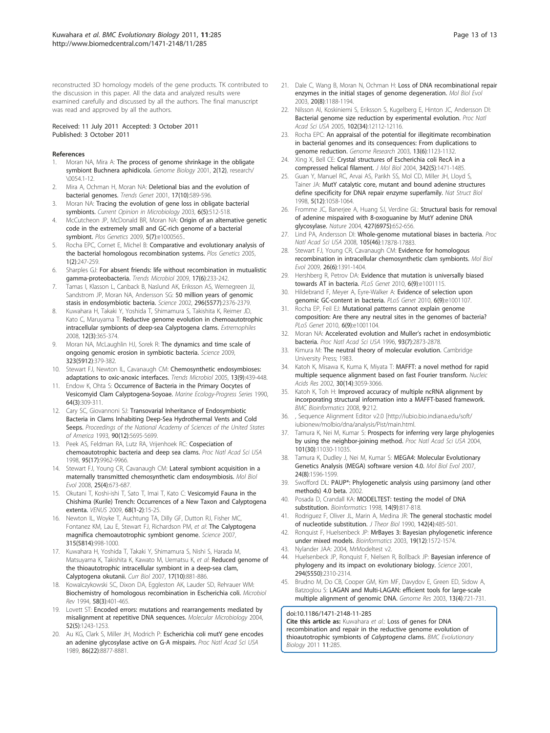reconstructed 3D homology models of the gene products. TK contributed to the discussion in this paper. All the data and analyzed results were examined carefully and discussed by all the authors. The final manuscript was read and approved by all the authors.

Received: 11 July 2011 Accepted: 3 October 2011
Published: 3 October 2011

## References

1. Moran NA, Mira A: **The process of genome shrinkage in the obligate symbiont Buchnera aphidicola.** *Genome Biology* 2001, **2(12)**, research/\0054.1-12.
2. Mira A, Ochman H, Moran NA: **Deletional bias and the evolution of bacterial genomes.** *Trends Genet* 2001, **17(10)**:589-596.
3. Moran NA: **Tracing the evolution of gene loss in obligate bacterial symbionts.** *Current Opinion in Microbiology* 2003, **6(5)**:512-518.
4. McCutcheon JP, McDonald BR, Moran NA: **Origin of an alternative genetic code in the extremely small and GC-rich genome of a bacterial symbiont.** *Plos Genetics* 2009, **5(7)**:e1000565..
5. Rocha EPC, Cornet E, Michel B: **Comparative and evolutionary analysis of the bacterial homologous recombination systems.** *Plos Genetics* 2005, **1(2)**:247-259.
6. Sharples GJ: **For absent friends: life without recombination in mutualistic gamma-proteobacteria.** *Trends Microbiol* 2009, **17(6)**:233-242.
7. Tamas I, Klasson L, Canback B, Naslund AK, Eriksson AS, Wernegreen JJ, Sandstrom JP, Moran NA, Andersson SG: **50 million years of genomic stasis in endosymbiotic bacteria.** *Science* 2002, **296(5577)**:2376-2379.
8. Kuwahara H, Takaki Y, Yoshida T, Shimamura S, Takishita K, Reimer JD, Kato C, Maruyama T: **Reductive genome evolution in chemoautotrophic intracellular symbionts of deep-sea Calyptogena clams.** *Extremophiles* 2008, **12(3)**:365-374.
9. Moran NA, McLaughlin HJ, Sorek R: **The dynamics and time scale of ongoing genomic erosion in symbiotic bacteria.** *Science* 2009, **323(5912)**:379-382.
10. Stewart FJ, Newton IL, Cavanaugh CM: **Chemosynthetic endosymbioses: adaptations to oxic-anoxic interfaces.** *Trends Microbiol* 2005, **13(9)**:439-448.
11. Endow K, Ohta S: **Occurrence of Bacteria in the Primary Oocytes of Vesicomyid Clam Calyptogena-Soyoae.** *Marine Ecology-Progress Series* 1990, **64(3)**:309-311.
12. Cary SC, Giovannoni SJ: **Transovarial Inheritance of Endosymbiotic Bacteria in Clams Inhabiting Deep-Sea Hydrothermal Vents and Cold Seeps.** *Proceedings of the National Academy of Sciences of the United States of America* 1993, **90(12)**:5695-5699.
13. Peek AS, Feldman RA, Lutz RA, Vrijenhoek RC: **Cospeciation of chemoautotrophic bacteria and deep sea clams.** *Proc Natl Acad Sci USA* 1998, **95(17)**:9962-9966.
14. Stewart FJ, Young CR, Cavanaugh CM: **Lateral symbiont acquisition in a maternally transmitted chemosynthetic clam endosymbiosis.** *Mol Biol Evol* 2008, **25(4)**:673-687.
15. Okutani T, Koshi-ishi T, Sato T, Imai T, Kato C: **Vesicomyid Fauna in the Chishima (Kurile) Trench: Occurrences of a New Taxon and Calyptogena extenta.** *VENUS* 2009, **68(1-2)**:15-25.
16. Newton IL, Woyke T, Auchtung TA, Dilly GF, Dutton RJ, Fisher MC, Fontanez KM, Lau E, Stewart FJ, Richardson PM, *et al*: **The Calyptogena magnifica chemoautotrophic symbiont genome.** *Science* 2007, **315(5814)**:998-1000.
17. Kuwahara H, Yoshida T, Takaki Y, Shimamura S, Nishi S, Harada M, Matsuyama K, Takishita K, Kawato M, Uematsu K, *et al*: **Reduced genome of the thioautotrophic intracellular symbiont in a deep-sea clam, Calyptogena okutanii.** *Curr Biol* 2007, **17(10)**:881-886.
18. Kowalczykowski SC, Dixon DA, Eggleston AK, Lauder SD, Rehrauer WM: **Biochemistry of homologous recombination in Escherichia coli.** *Microbiol Rev* 1994, **58(3)**:401-465.
19. Lovett ST: **Encoded errors: mutations and rearrangements mediated by misalignment at repetitive DNA sequences.** *Molecular Microbiology* 2004, **52(5)**:1243-1253.
20. Au KG, Clark S, Miller JH, Modrich P: **Escherichia coli mutY gene encodes an adenine glycosylase active on G-A mispairs.** *Proc Natl Acad Sci USA* 1989, **86(22)**:8877-8881.
21. Dale C, Wang B, Moran N, Ochman H: **Loss of DNA recombinational repair enzymes in the initial stages of genome degeneration.** *Mol Biol Evol* 2003, **20(8)**:1188-1194.
22. Nilsson AI, Koskiniemi S, Eriksson S, Kugelberg E, Hinton JC, Andersson DI: **Bacterial genome size reduction by experimental evolution.** *Proc Natl Acad Sci USA* 2005, **102(34)**:12112-12116.
23. Rocha EPC: **An appraisal of the potential for illegitimate recombination in bacterial genomes and its consequences: From duplications to genome reduction.** *Genome Research* 2003, **13(6)**:1123-1132.
24. Xing X, Bell CE: **Crystal structures of Escherichia coli RecA in a compressed helical filament.** *J Mol Biol* 2004, **342(5)**:1471-1485.
25. Guan Y, Manuel RC, Arvai AS, Parikh SS, Mol CD, Miller JH, Lloyd S, Tainer JA: **MutY catalytic core, mutant and bound adenine structures define specificity for DNA repair enzyme superfamily.** *Nat Struct Biol* 1998, **5(12)**:1058-1064.
26. Fromme JC, Banerjee A, Huang SJ, Verdine GL: **Structural basis for removal of adenine mispaired with 8-oxoguanine by MutY adenine DNA glycosylase.** *Nature* 2004, **427(6975)**:652-656.
27. Lind PA, Andersson DI: **Whole-genome mutational biases in bacteria.** *Proc Natl Acad Sci USA* 2008, **105(46)**:17878-17883.
28. Stewart FJ, Young CR, Cavanaugh CM: **Evidence for homologous recombination in intracellular chemosynthetic clam symbionts.** *Mol Biol Evol* 2009, **26(6)**:1391-1404.
29. Hershberg R, Petrov DA: **Evidence that mutation is universally biased towards AT in bacteria.** *PLoS Genet* 2010, **6(9)**:e1001115.
30. Hildebrand F, Meyer A, Eyre-Walker A: **Evidence of selection upon genomic GC-content in bacteria.** *PLoS Genet* 2010, **6(9)**:e1001107.
31. Rocha EP, Feil EJ: **Mutational patterns cannot explain genome composition: Are there any neutral sites in the genomes of bacteria?** *PLoS Genet* 2010, **6(9)**:e1001104.
32. Moran NA: **Accelerated evolution and Muller's rachet in endosymbiotic bacteria.** *Proc Natl Acad Sci USA* 1996, **93(7)**:2873-2878.
33. Kimura M: **The neutral theory of molecular evolution.** Cambridge University Press; 1983.
34. Katoh K, Misawa K, Kuma K, Miyata T: **MAFFT: a novel method for rapid multiple sequence alignment based on fast Fourier transform.** *Nucleic Acids Res* 2002, **30(14)**:3059-3066.
35. Katoh K, Toh H: **Improved accuracy of multiple ncRNA alignment by incorporating structural information into a MAFFT-based framework.** *BMC Bioinformatics* 2008, **9**:212.
36. , Sequence Alignment Editor v2.0 [http://iubio.bio.indiana.edu/soft/iubionew/molbio/dna/analysis/Pist/main.html.
37. Tamura K, Nei M, Kumar S: **Prospects for inferring very large phylogenies by using the neighbor-joining method.** *Proc Natl Acad Sci USA* 2004, **101(30)**:11030-11035.
38. Tamura K, Dudley J, Nei M, Kumar S: **MEGA4: Molecular Evolutionary Genetics Analysis (MEGA) software version 4.0.** *Mol Biol Evol* 2007, **24(8)**:1596-1599.
39. Swofford DL: **PAUP*: Phylogenetic analysis using parsimony (and other methods) 4.0 beta.** 2002.
40. Posada D, Crandall KA: **MODELTEST: testing the model of DNA substitution.** *Bioinformatics* 1998, **14(9)**:817-818.
41. Rodriguez F, Oliver JL, Marin A, Medina JR: **The general stochastic model of nucleotide substitution.** *J Theor Biol* 1990, **142(4)**:485-501.
42. Ronquist F, Huelsenbeck JP: **MrBayes 3: Bayesian phylogenetic inference under mixed models.** *Bioinformatics* 2003, **19(12)**:1572-1574.
43. Nylander JAA: 2004, MrModeltest v2.
44. Huelsenbeck JP, Ronquist F, Nielsen R, Bollback JP: **Bayesian inference of phylogeny and its impact on evolutionary biology.** *Science* 2001, **294(5550)**:2310-2314.
45. Brudno M, Do CB, Cooper GM, Kim MF, Davydov E, Green ED, Sidow A, Batzoglou S: **LAGAN and Multi-LAGAN: efficient tools for large-scale multiple alignment of genomic DNA.** *Genome Res* 2003, **13(4)**:721-731.

doi:10.1186/1471-2148-11-285

**Cite this article as:** Kuwahara *et al.*: Loss of genes for DNA recombination and repair in the reductive genome evolution of thioautotrophic symbionts of *Calyptogena* clams. *BMC Evolutionary Biology* 2011 **11**:285.